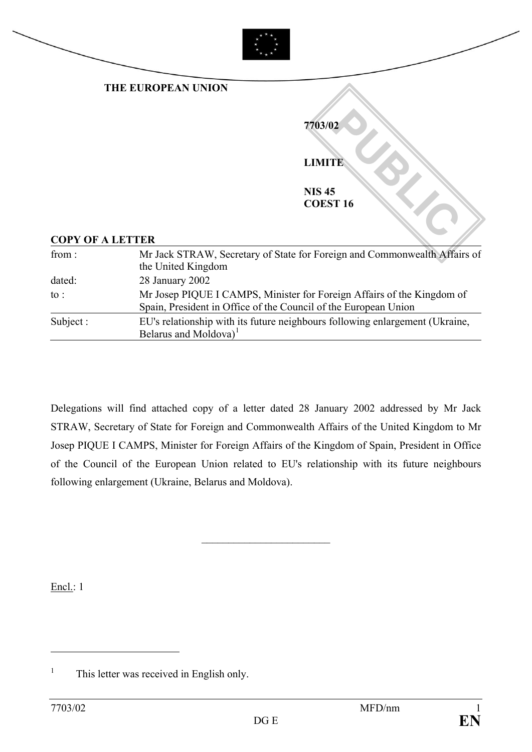**THE EUROPEAN UNION**

**7703/02**

**LIMITE**

**NIS 45**
**COEST 16**

**COPY OF A LETTER**

| | |
|---|---|
| from : | Mr Jack STRAW, Secretary of State for Foreign and Commonwealth Affairs of the United Kingdom |
| dated: | 28 January 2002 |
| to : | Mr Josep PIQUE I CAMPS, Minister for Foreign Affairs of the Kingdom of Spain, President in Office of the Council of the European Union |
| Subject : | EU's relationship with its future neighbours following enlargement (Ukraine, Belarus and Moldova)[1] |

Delegations will find attached copy of a letter dated 28 January 2002 addressed by Mr Jack STRAW, Secretary of State for Foreign and Commonwealth Affairs of the United Kingdom to Mr Josep PIQUE I CAMPS, Minister for Foreign Affairs of the Kingdom of Spain, President in Office of the Council of the European Union related to EU's relationship with its future neighbours following enlargement (Ukraine, Belarus and Moldova).

________________________

Encl.: 1

[1] This letter was received in English only.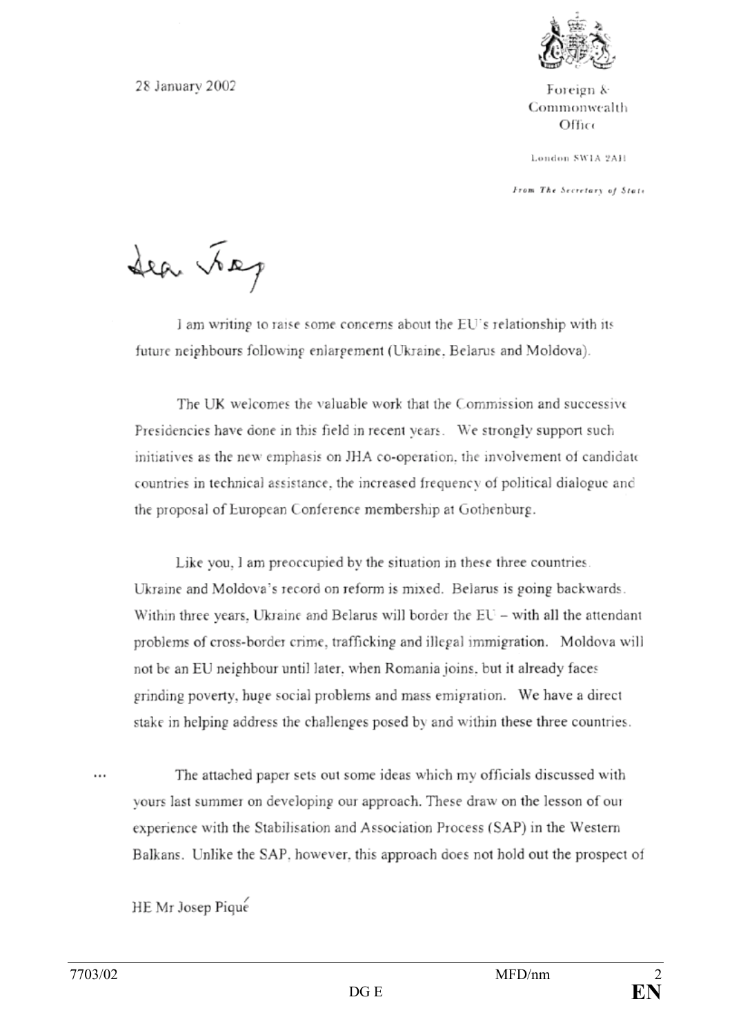28 January 2002

Foreign & Commonwealth Office

London SW1A 2AH

*From The Secretary of State*

Dear Josep

I am writing to raise some concerns about the EU's relationship with its future neighbours following enlargement (Ukraine, Belarus and Moldova).

The UK welcomes the valuable work that the Commission and successive Presidencies have done in this field in recent years. We strongly support such initiatives as the new emphasis on JHA co-operation, the involvement of candidate countries in technical assistance, the increased frequency of political dialogue and the proposal of European Conference membership at Gothenburg.

Like you, I am preoccupied by the situation in these three countries. Ukraine and Moldova's record on reform is mixed. Belarus is going backwards. Within three years, Ukraine and Belarus will border the EU – with all the attendant problems of cross-border crime, trafficking and illegal immigration. Moldova will not be an EU neighbour until later, when Romania joins, but it already faces grinding poverty, huge social problems and mass emigration. We have a direct stake in helping address the challenges posed by and within these three countries.

The attached paper sets out some ideas which my officials discussed with yours last summer on developing our approach. These draw on the lesson of our experience with the Stabilisation and Association Process (SAP) in the Western Balkans. Unlike the SAP, however, this approach does not hold out the prospect of

HE Mr Josep Piqué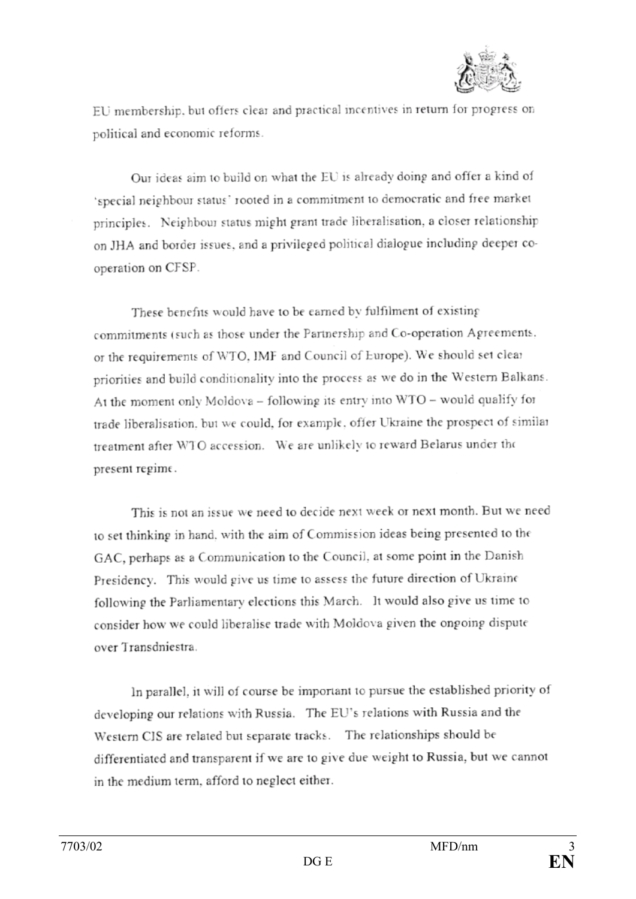EU membership, but offers clear and practical incentives in return for progress on political and economic reforms.

Our ideas aim to build on what the EU is already doing and offer a kind of 'special neighbour status' rooted in a commitment to democratic and free market principles. Neighbour status might grant trade liberalisation, a closer relationship on JHA and border issues, and a privileged political dialogue including deeper co-operation on CFSP.

These benefits would have to be earned by fulfilment of existing commitments (such as those under the Partnership and Co-operation Agreements, or the requirements of WTO, IMF and Council of Europe). We should set clear priorities and build conditionality into the process as we do in the Western Balkans. At the moment only Moldova – following its entry into WTO – would qualify for trade liberalisation, but we could, for example, offer Ukraine the prospect of similar treatment after WTO accession. We are unlikely to reward Belarus under the present regime.

This is not an issue we need to decide next week or next month. But we need to set thinking in hand, with the aim of Commission ideas being presented to the GAC, perhaps as a Communication to the Council, at some point in the Danish Presidency. This would give us time to assess the future direction of Ukraine following the Parliamentary elections this March. It would also give us time to consider how we could liberalise trade with Moldova given the ongoing dispute over Transdniestra.

In parallel, it will of course be important to pursue the established priority of developing our relations with Russia. The EU's relations with Russia and the Western CIS are related but separate tracks. The relationships should be differentiated and transparent if we are to give due weight to Russia, but we cannot in the medium term, afford to neglect either.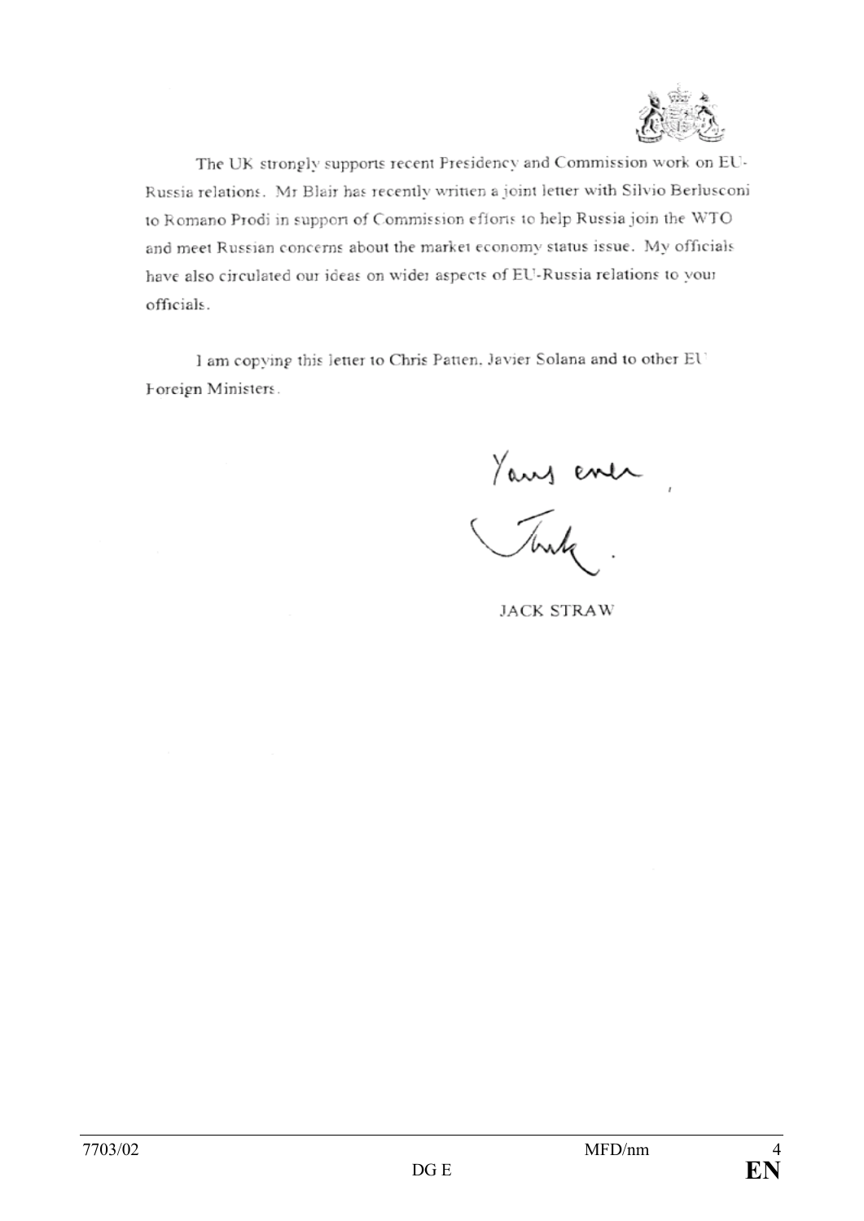The UK strongly supports recent Presidency and Commission work on EU-Russia relations. Mr Blair has recently written a joint letter with Silvio Berlusconi to Romano Prodi in support of Commission efforts to help Russia join the WTO and meet Russian concerns about the market economy status issue. My officials have also circulated our ideas on wider aspects of EU-Russia relations to your officials.

I am copying this letter to Chris Patten, Javier Solana and to other EU Foreign Ministers.

Yours ever,

Jack.

JACK STRAW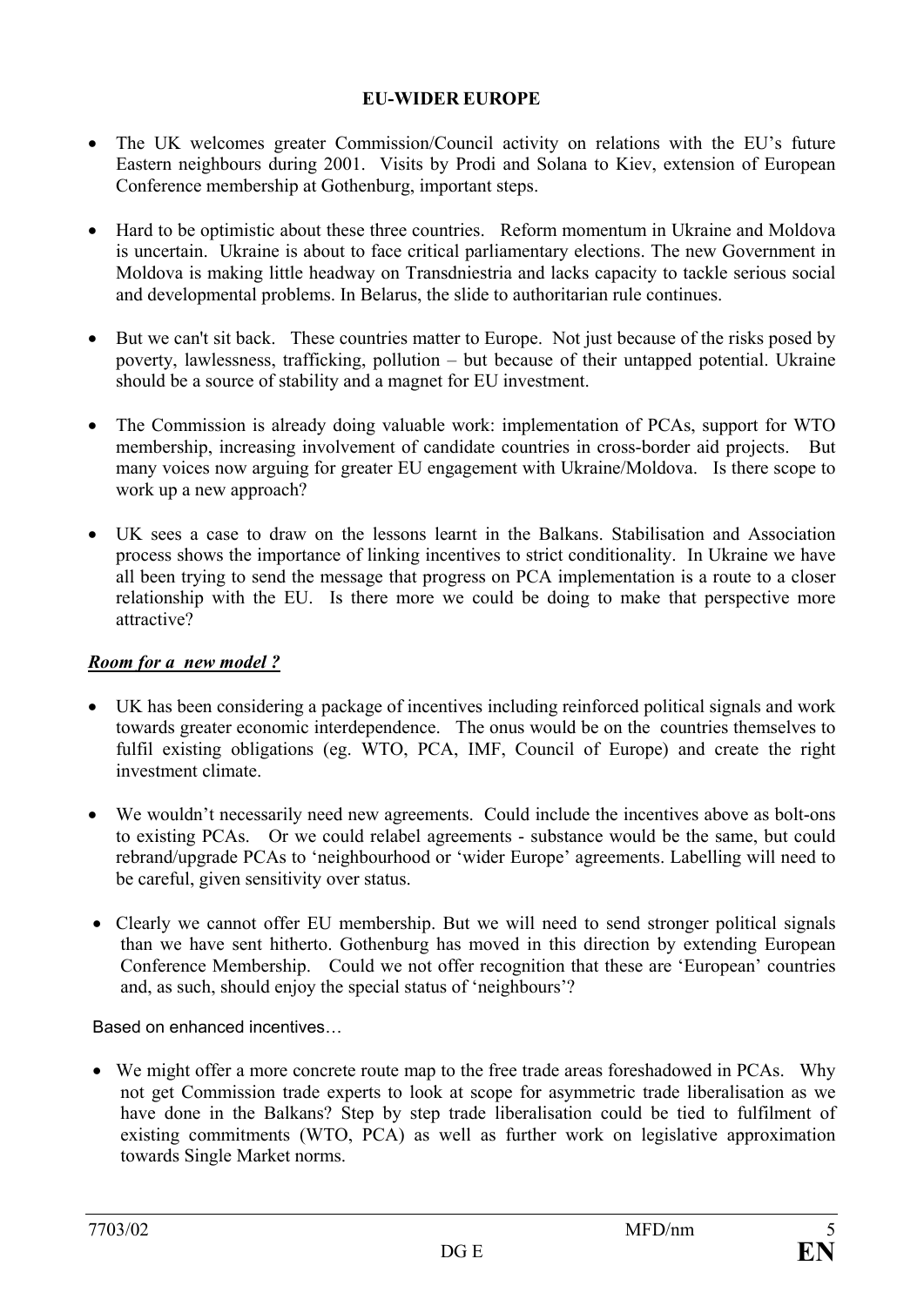**EU-WIDER EUROPE**

- The UK welcomes greater Commission/Council activity on relations with the EU's future Eastern neighbours during 2001. Visits by Prodi and Solana to Kiev, extension of European Conference membership at Gothenburg, important steps.

- Hard to be optimistic about these three countries. Reform momentum in Ukraine and Moldova is uncertain. Ukraine is about to face critical parliamentary elections. The new Government in Moldova is making little headway on Transdniestria and lacks capacity to tackle serious social and developmental problems. In Belarus, the slide to authoritarian rule continues.

- But we can't sit back. These countries matter to Europe. Not just because of the risks posed by poverty, lawlessness, trafficking, pollution – but because of their untapped potential. Ukraine should be a source of stability and a magnet for EU investment.

- The Commission is already doing valuable work: implementation of PCAs, support for WTO membership, increasing involvement of candidate countries in cross-border aid projects. But many voices now arguing for greater EU engagement with Ukraine/Moldova. Is there scope to work up a new approach?

- UK sees a case to draw on the lessons learnt in the Balkans. Stabilisation and Association process shows the importance of linking incentives to strict conditionality. In Ukraine we have all been trying to send the message that progress on PCA implementation is a route to a closer relationship with the EU. Is there more we could be doing to make that perspective more attractive?

***Room for a new model ?***

- UK has been considering a package of incentives including reinforced political signals and work towards greater economic interdependence. The onus would be on the countries themselves to fulfil existing obligations (eg. WTO, PCA, IMF, Council of Europe) and create the right investment climate.

- We wouldn't necessarily need new agreements. Could include the incentives above as bolt-ons to existing PCAs. Or we could relabel agreements - substance would be the same, but could rebrand/upgrade PCAs to 'neighbourhood or 'wider Europe' agreements. Labelling will need to be careful, given sensitivity over status.

- Clearly we cannot offer EU membership. But we will need to send stronger political signals than we have sent hitherto. Gothenburg has moved in this direction by extending European Conference Membership. Could we not offer recognition that these are 'European' countries and, as such, should enjoy the special status of 'neighbours'?

Based on enhanced incentives…

- We might offer a more concrete route map to the free trade areas foreshadowed in PCAs. Why not get Commission trade experts to look at scope for asymmetric trade liberalisation as we have done in the Balkans? Step by step trade liberalisation could be tied to fulfilment of existing commitments (WTO, PCA) as well as further work on legislative approximation towards Single Market norms.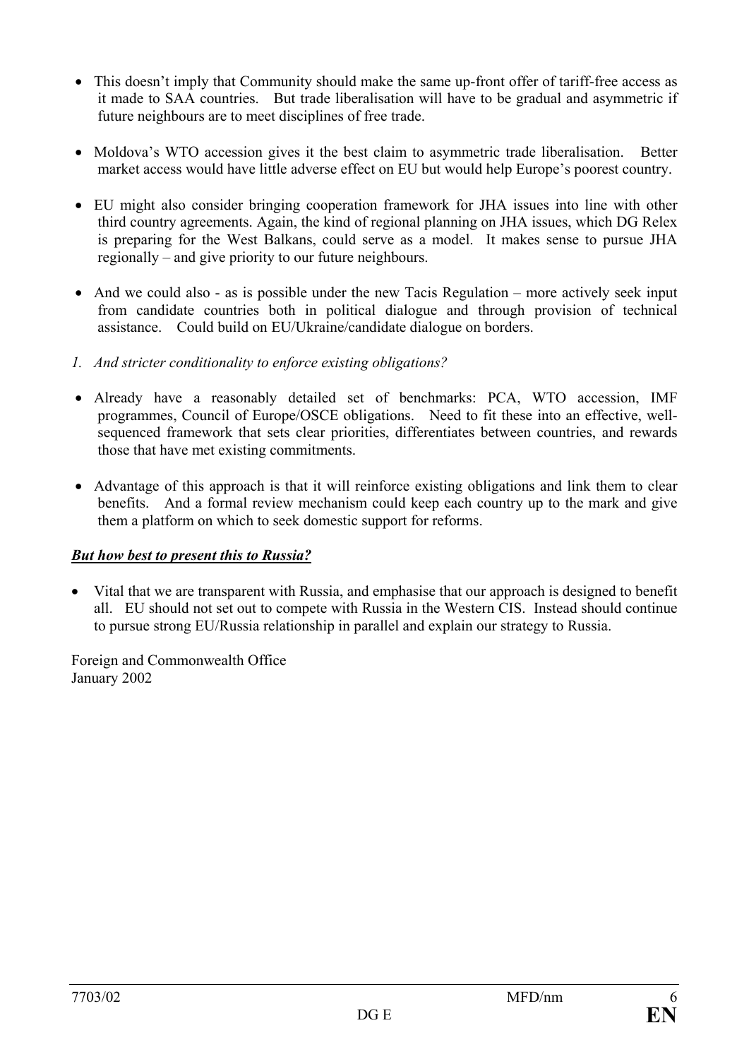- This doesn't imply that Community should make the same up-front offer of tariff-free access as it made to SAA countries. But trade liberalisation will have to be gradual and asymmetric if future neighbours are to meet disciplines of free trade.

- Moldova's WTO accession gives it the best claim to asymmetric trade liberalisation. Better market access would have little adverse effect on EU but would help Europe's poorest country.

- EU might also consider bringing cooperation framework for JHA issues into line with other third country agreements. Again, the kind of regional planning on JHA issues, which DG Relex is preparing for the West Balkans, could serve as a model. It makes sense to pursue JHA regionally – and give priority to our future neighbours.

- And we could also - as is possible under the new Tacis Regulation – more actively seek input from candidate countries both in political dialogue and through provision of technical assistance. Could build on EU/Ukraine/candidate dialogue on borders.

1. *And stricter conditionality to enforce existing obligations?*

- Already have a reasonably detailed set of benchmarks: PCA, WTO accession, IMF programmes, Council of Europe/OSCE obligations. Need to fit these into an effective, well-sequenced framework that sets clear priorities, differentiates between countries, and rewards those that have met existing commitments.

- Advantage of this approach is that it will reinforce existing obligations and link them to clear benefits. And a formal review mechanism could keep each country up to the mark and give them a platform on which to seek domestic support for reforms.

***<u>But how best to present this to Russia?</u>***

- Vital that we are transparent with Russia, and emphasise that our approach is designed to benefit all. EU should not set out to compete with Russia in the Western CIS. Instead should continue to pursue strong EU/Russia relationship in parallel and explain our strategy to Russia.

Foreign and Commonwealth Office
January 2002